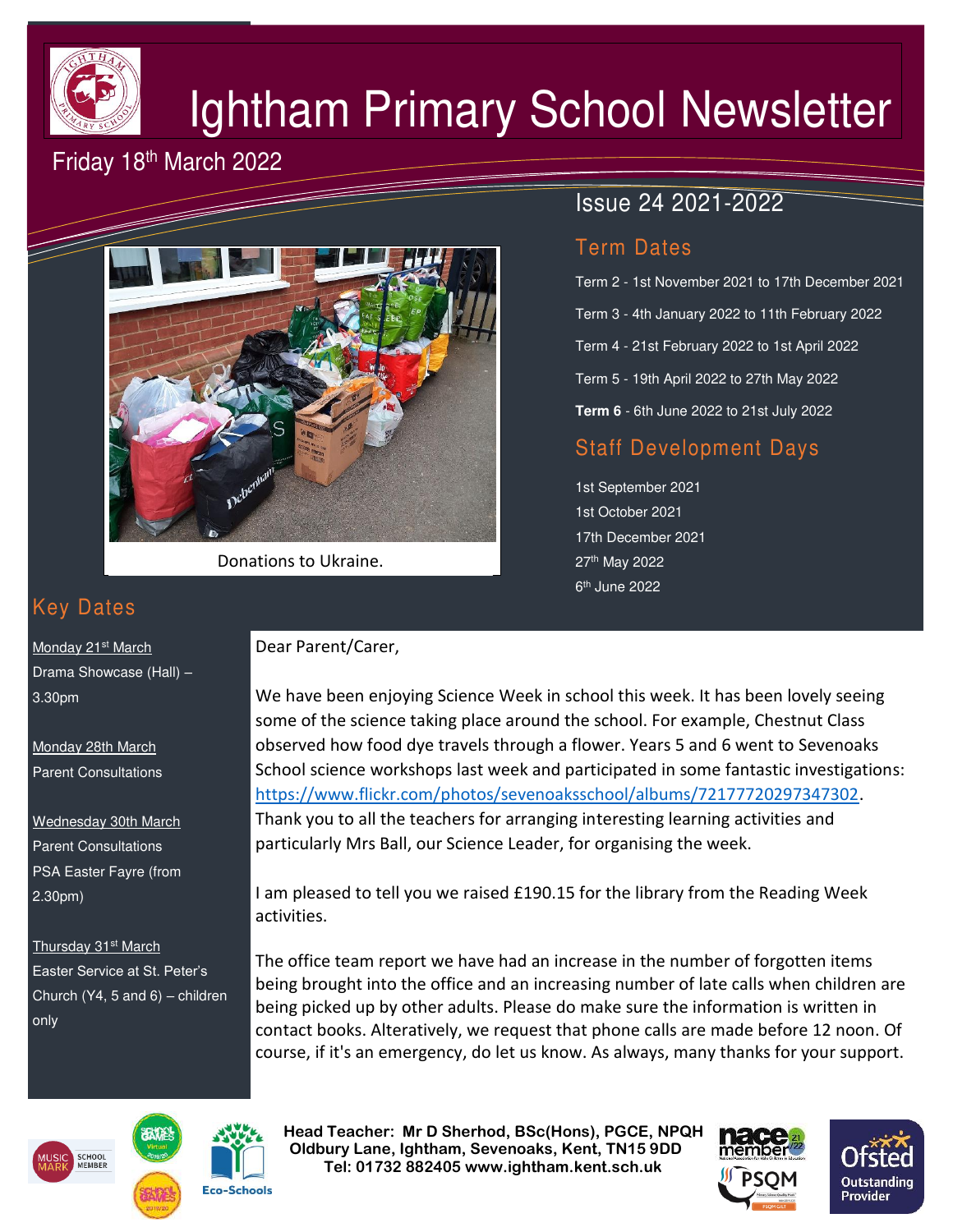# Ightham Primary School Newsletter

Friday 18th March 2022

Issue 24 2021-2022

Donations to Ukraine.

## Term Dates

Term 2 - 1st November 2021 to 17th December 2021

Term 3 - 4th January 2022 to 11th February 2022

Term 4 - 21st February 2022 to 1st April 2022

Term 5 - 19th April 2022 to 27th May 2022

**Term 6** - 6th June 2022 to 21st July 2022

## Staff Development Days

1st September 2021
1st October 2021
17th December 2021
27th May 2022
6th June 2022

## Key Dates

Monday 21st March
Drama Showcase (Hall) – 3.30pm

Monday 28th March
Parent Consultations

Wednesday 30th March
Parent Consultations
PSA Easter Fayre (from 2.30pm)

Thursday 31st March
Easter Service at St. Peter's Church (Y4, 5 and 6) – children only

Dear Parent/Carer,

We have been enjoying Science Week in school this week. It has been lovely seeing some of the science taking place around the school. For example, Chestnut Class observed how food dye travels through a flower. Years 5 and 6 went to Sevenoaks School science workshops last week and participated in some fantastic investigations: https://www.flickr.com/photos/sevenoaksschool/albums/72177720297347302. Thank you to all the teachers for arranging interesting learning activities and particularly Mrs Ball, our Science Leader, for organising the week.

I am pleased to tell you we raised £190.15 for the library from the Reading Week activities.

The office team report we have had an increase in the number of forgotten items being brought into the office and an increasing number of late calls when children are being picked up by other adults. Please do make sure the information is written in contact books. Alteratively, we request that phone calls are made before 12 noon. Of course, if it's an emergency, do let us know. As always, many thanks for your support.

**Head Teacher: Mr D Sherhod, BSc(Hons), PGCE, NPQH**
**Oldbury Lane, Ightham, Sevenoaks, Kent, TN15 9DD**
**Tel: 01732 882405 www.ightham.kent.sch.uk**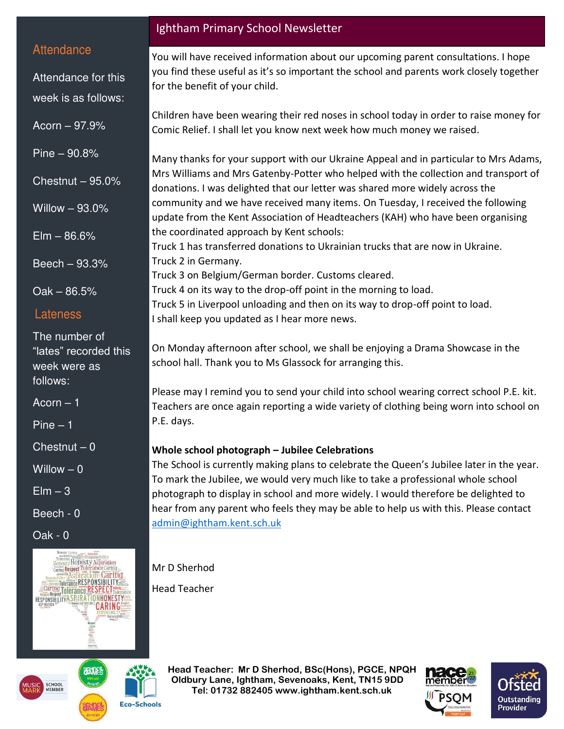# Ightham Primary School Newsletter

## Attendance

Attendance for this week is as follows:

Acorn – 97.9%

Pine – 90.8%

Chestnut – 95.0%

Willow – 93.0%

Elm – 86.6%

Beech – 93.3%

Oak – 86.5%

## Lateness

The number of "lates" recorded this week were as follows:

Acorn – 1

Pine – 1

Chestnut – 0

Willow – 0

Elm – 3

Beech - 0

Oak - 0

You will have received information about our upcoming parent consultations. I hope you find these useful as it's so important the school and parents work closely together for the benefit of your child.

Children have been wearing their red noses in school today in order to raise money for Comic Relief. I shall let you know next week how much money we raised.

Many thanks for your support with our Ukraine Appeal and in particular to Mrs Adams, Mrs Williams and Mrs Gatenby-Potter who helped with the collection and transport of donations. I was delighted that our letter was shared more widely across the community and we have received many items. On Tuesday, I received the following update from the Kent Association of Headteachers (KAH) who have been organising the coordinated approach by Kent schools:

Truck 1 has transferred donations to Ukrainian trucks that are now in Ukraine.
Truck 2 in Germany.
Truck 3 on Belgium/German border. Customs cleared.
Truck 4 on its way to the drop-off point in the morning to load.
Truck 5 in Liverpool unloading and then on its way to drop-off point to load.
I shall keep you updated as I hear more news.

On Monday afternoon after school, we shall be enjoying a Drama Showcase in the school hall. Thank you to Ms Glassock for arranging this.

Please may I remind you to send your child into school wearing correct school P.E. kit. Teachers are once again reporting a wide variety of clothing being worn into school on P.E. days.

**Whole school photograph – Jubilee Celebrations**

The School is currently making plans to celebrate the Queen's Jubilee later in the year. To mark the Jubilee, we would very much like to take a professional whole school photograph to display in school and more widely. I would therefore be delighted to hear from any parent who feels they may be able to help us with this. Please contact admin@ightham.kent.sch.uk

Mr D Sherhod

Head Teacher

**Head Teacher: Mr D Sherhod, BSc(Hons), PGCE, NPQH**
**Oldbury Lane, Ightham, Sevenoaks, Kent, TN15 9DD**
**Tel: 01732 882405 www.ightham.kent.sch.uk**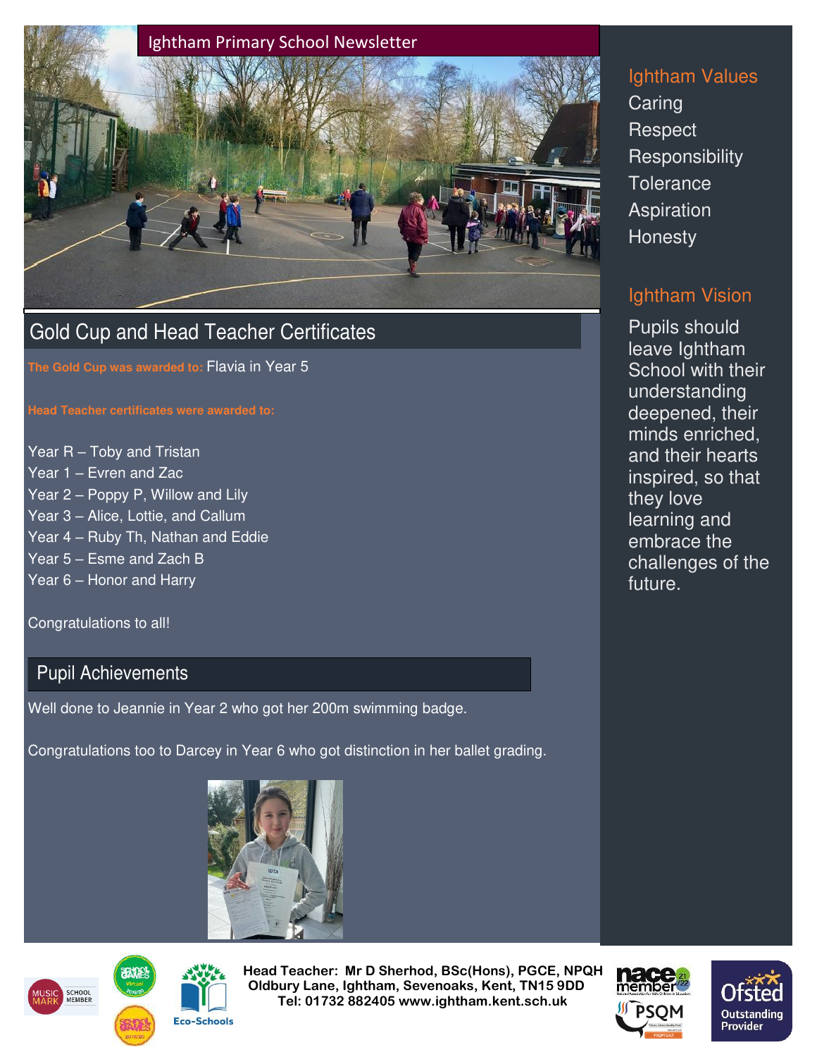Ightham Primary School Newsletter

## Gold Cup and Head Teacher Certificates

**The Gold Cup was awarded to:** Flavia in Year 5

**Head Teacher certificates were awarded to:**

Year R – Toby and Tristan
Year 1 – Evren and Zac
Year 2 – Poppy P, Willow and Lily
Year 3 – Alice, Lottie, and Callum
Year 4 – Ruby Th, Nathan and Eddie
Year 5 – Esme and Zach B
Year 6 – Honor and Harry

Congratulations to all!

## Pupil Achievements

Well done to Jeannie in Year 2 who got her 200m swimming badge.

Congratulations too to Darcey in Year 6 who got distinction in her ballet grading.

## Ightham Values

Caring
Respect
Responsibility
Tolerance
Aspiration
Honesty

## Ightham Vision

Pupils should leave Ightham School with their understanding deepened, their minds enriched, and their hearts inspired, so that they love learning and embrace the challenges of the future.

**Head Teacher: Mr D Sherhod, BSc(Hons), PGCE, NPQH**
**Oldbury Lane, Ightham, Sevenoaks, Kent, TN15 9DD**
**Tel: 01732 882405 www.ightham.kent.sch.uk**